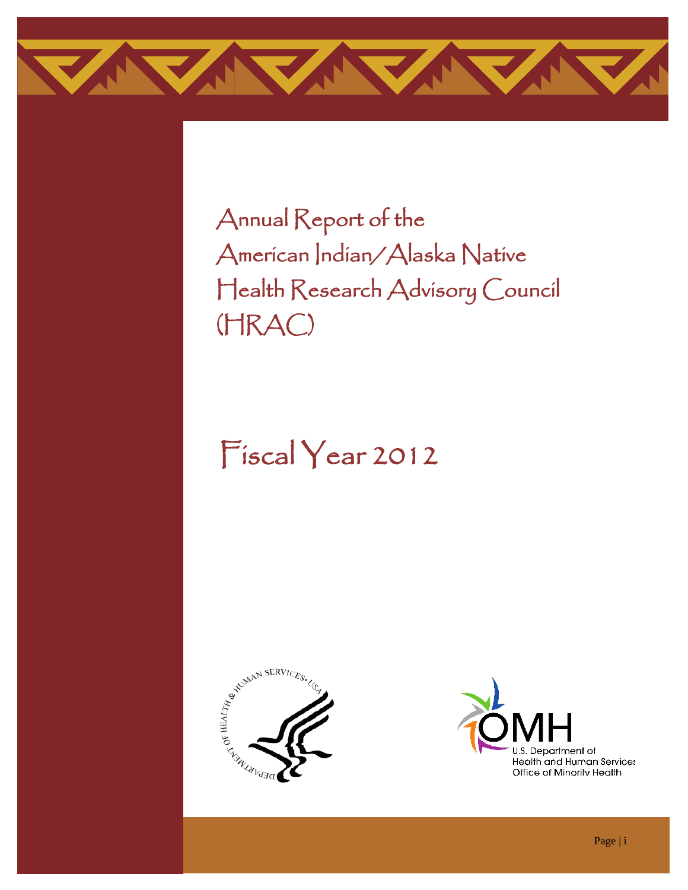# Annual Report of the American Indian/Alaska Native Health Research Advisory Council (HRAC)

## Fiscal Year 2012

U.S. Department of Health and Human Services
Office of Minority Health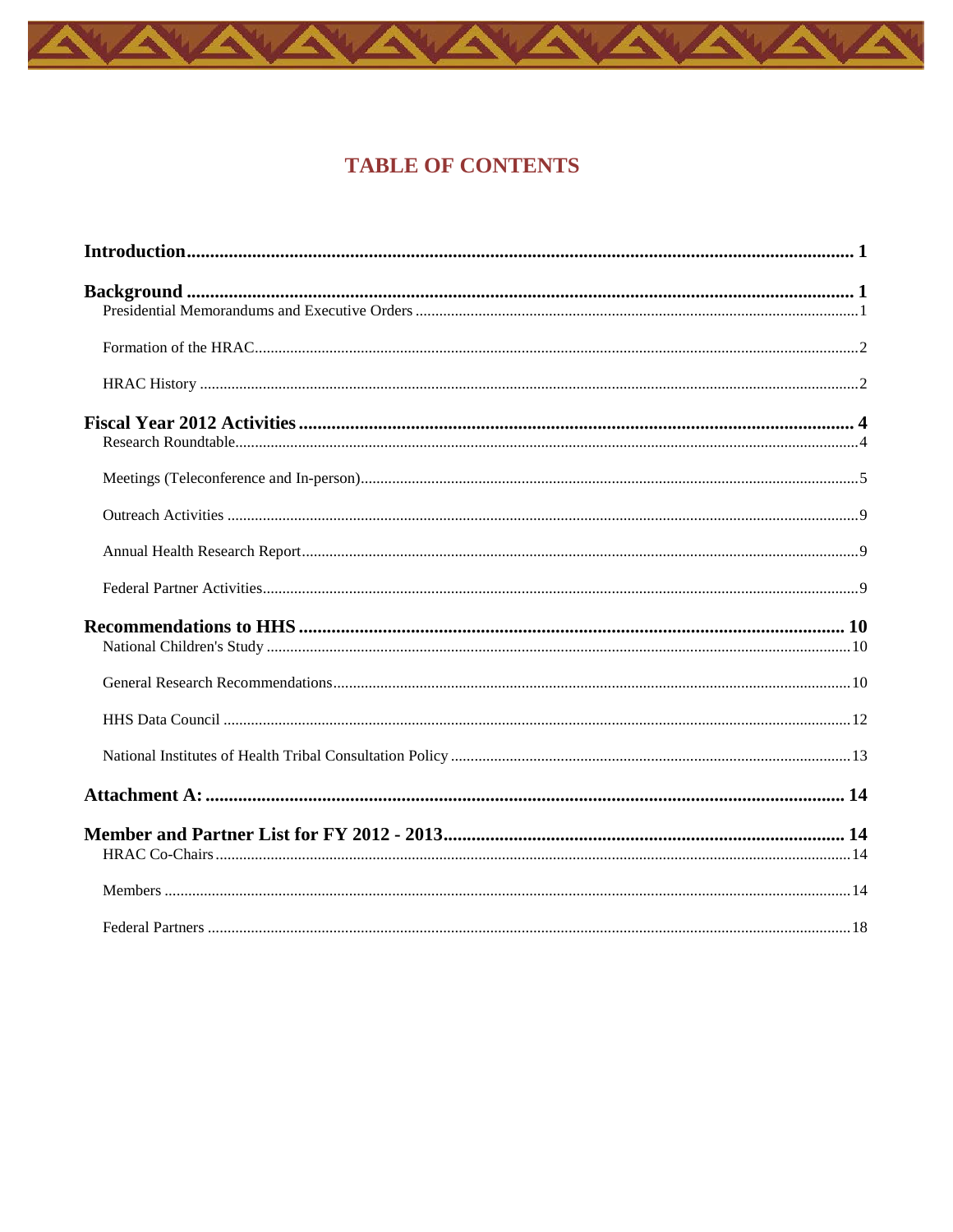# TABLE OF CONTENTS

**Introduction** ........................................................ 1

**Background** ........................................................ 1

- Presidential Memorandums and Executive Orders ........................................................ 1
- Formation of the HRAC ........................................................ 2
- HRAC History ........................................................ 2

**Fiscal Year 2012 Activities** ........................................................ 4

- Research Roundtable ........................................................ 4
- Meetings (Teleconference and In-person) ........................................................ 5
- Outreach Activities ........................................................ 9
- Annual Health Research Report ........................................................ 9
- Federal Partner Activities ........................................................ 9

**Recommendations to HHS** ........................................................ 10

- National Children's Study ........................................................ 10
- General Research Recommendations ........................................................ 10
- HHS Data Council ........................................................ 12
- National Institutes of Health Tribal Consultation Policy ........................................................ 13

**Attachment A:** ........................................................ 14

**Member and Partner List for FY 2012 - 2013** ........................................................ 14

- HRAC Co-Chairs ........................................................ 14
- Members ........................................................ 14
- Federal Partners ........................................................ 18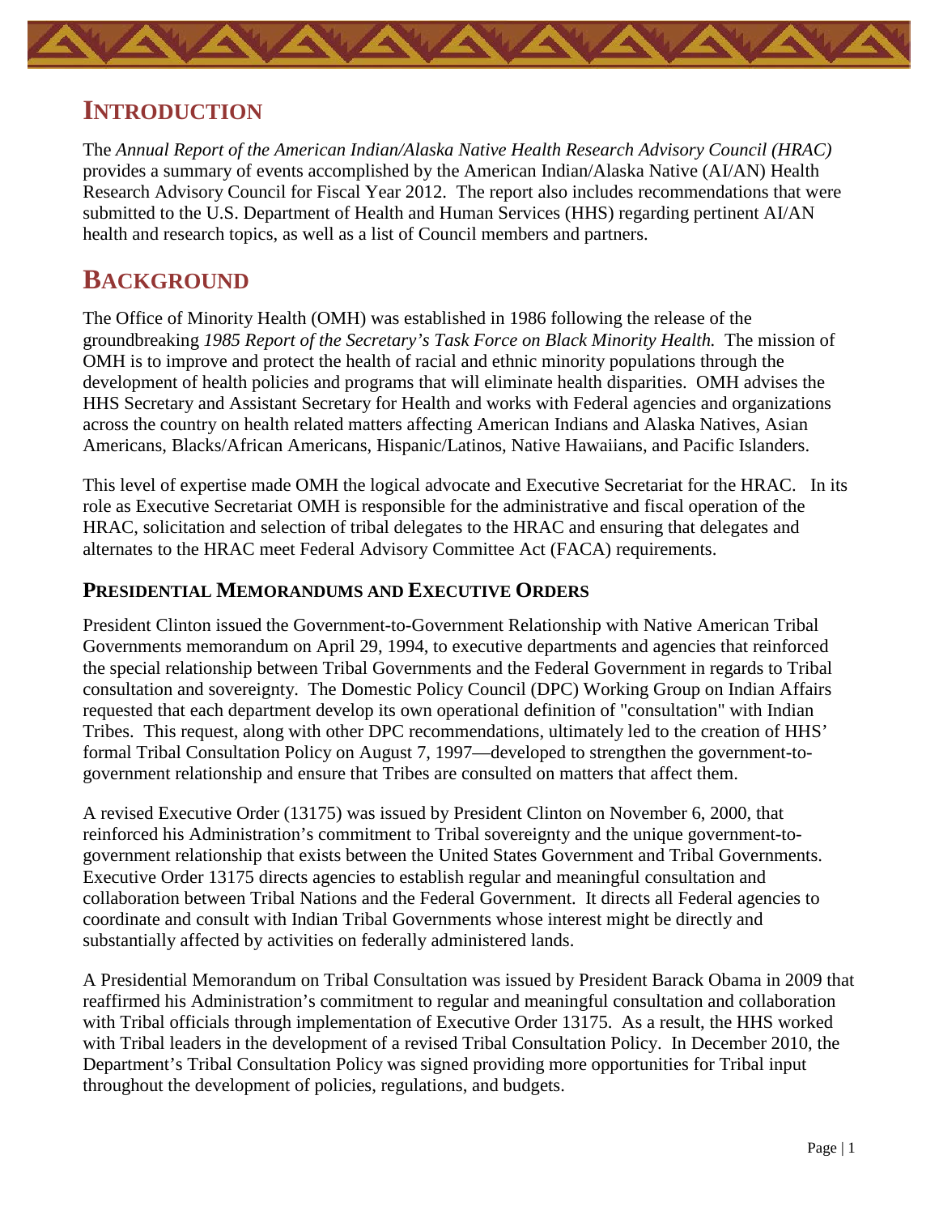# Introduction

The *Annual Report of the American Indian/Alaska Native Health Research Advisory Council (HRAC)* provides a summary of events accomplished by the American Indian/Alaska Native (AI/AN) Health Research Advisory Council for Fiscal Year 2012. The report also includes recommendations that were submitted to the U.S. Department of Health and Human Services (HHS) regarding pertinent AI/AN health and research topics, as well as a list of Council members and partners.

# Background

The Office of Minority Health (OMH) was established in 1986 following the release of the groundbreaking *1985 Report of the Secretary's Task Force on Black Minority Health.* The mission of OMH is to improve and protect the health of racial and ethnic minority populations through the development of health policies and programs that will eliminate health disparities. OMH advises the HHS Secretary and Assistant Secretary for Health and works with Federal agencies and organizations across the country on health related matters affecting American Indians and Alaska Natives, Asian Americans, Blacks/African Americans, Hispanic/Latinos, Native Hawaiians, and Pacific Islanders.

This level of expertise made OMH the logical advocate and Executive Secretariat for the HRAC. In its role as Executive Secretariat OMH is responsible for the administrative and fiscal operation of the HRAC, solicitation and selection of tribal delegates to the HRAC and ensuring that delegates and alternates to the HRAC meet Federal Advisory Committee Act (FACA) requirements.

## Presidential Memorandums and Executive Orders

President Clinton issued the Government-to-Government Relationship with Native American Tribal Governments memorandum on April 29, 1994, to executive departments and agencies that reinforced the special relationship between Tribal Governments and the Federal Government in regards to Tribal consultation and sovereignty. The Domestic Policy Council (DPC) Working Group on Indian Affairs requested that each department develop its own operational definition of "consultation" with Indian Tribes. This request, along with other DPC recommendations, ultimately led to the creation of HHS' formal Tribal Consultation Policy on August 7, 1997—developed to strengthen the government-to-government relationship and ensure that Tribes are consulted on matters that affect them.

A revised Executive Order (13175) was issued by President Clinton on November 6, 2000, that reinforced his Administration's commitment to Tribal sovereignty and the unique government-to-government relationship that exists between the United States Government and Tribal Governments. Executive Order 13175 directs agencies to establish regular and meaningful consultation and collaboration between Tribal Nations and the Federal Government. It directs all Federal agencies to coordinate and consult with Indian Tribal Governments whose interest might be directly and substantially affected by activities on federally administered lands.

A Presidential Memorandum on Tribal Consultation was issued by President Barack Obama in 2009 that reaffirmed his Administration's commitment to regular and meaningful consultation and collaboration with Tribal officials through implementation of Executive Order 13175. As a result, the HHS worked with Tribal leaders in the development of a revised Tribal Consultation Policy. In December 2010, the Department's Tribal Consultation Policy was signed providing more opportunities for Tribal input throughout the development of policies, regulations, and budgets.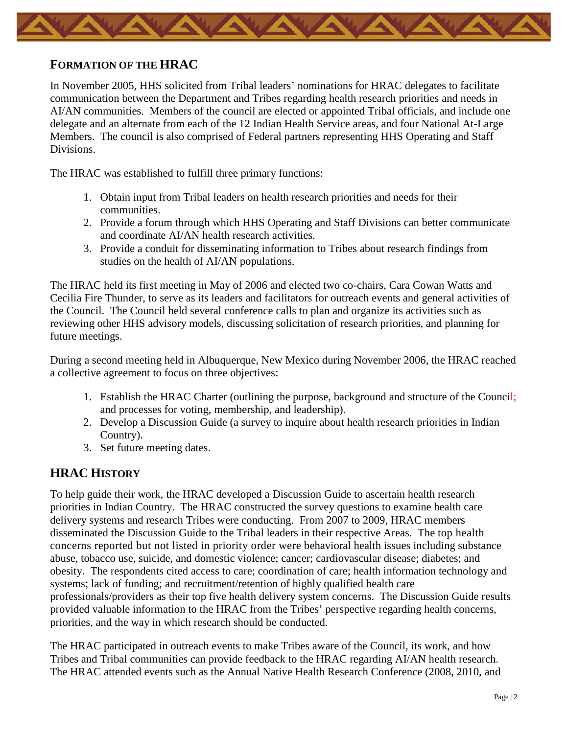## FORMATION OF THE HRAC

In November 2005, HHS solicited from Tribal leaders' nominations for HRAC delegates to facilitate communication between the Department and Tribes regarding health research priorities and needs in AI/AN communities. Members of the council are elected or appointed Tribal officials, and include one delegate and an alternate from each of the 12 Indian Health Service areas, and four National At-Large Members. The council is also comprised of Federal partners representing HHS Operating and Staff Divisions.

The HRAC was established to fulfill three primary functions:

1. Obtain input from Tribal leaders on health research priorities and needs for their communities.
2. Provide a forum through which HHS Operating and Staff Divisions can better communicate and coordinate AI/AN health research activities.
3. Provide a conduit for disseminating information to Tribes about research findings from studies on the health of AI/AN populations.

The HRAC held its first meeting in May of 2006 and elected two co-chairs, Cara Cowan Watts and Cecilia Fire Thunder, to serve as its leaders and facilitators for outreach events and general activities of the Council. The Council held several conference calls to plan and organize its activities such as reviewing other HHS advisory models, discussing solicitation of research priorities, and planning for future meetings.

During a second meeting held in Albuquerque, New Mexico during November 2006, the HRAC reached a collective agreement to focus on three objectives:

1. Establish the HRAC Charter (outlining the purpose, background and structure of the Council; and processes for voting, membership, and leadership).
2. Develop a Discussion Guide (a survey to inquire about health research priorities in Indian Country).
3. Set future meeting dates.

## HRAC HISTORY

To help guide their work, the HRAC developed a Discussion Guide to ascertain health research priorities in Indian Country. The HRAC constructed the survey questions to examine health care delivery systems and research Tribes were conducting. From 2007 to 2009, HRAC members disseminated the Discussion Guide to the Tribal leaders in their respective Areas. The top health concerns reported but not listed in priority order were behavioral health issues including substance abuse, tobacco use, suicide, and domestic violence; cancer; cardiovascular disease; diabetes; and obesity. The respondents cited access to care; coordination of care; health information technology and systems; lack of funding; and recruitment/retention of highly qualified health care professionals/providers as their top five health delivery system concerns. The Discussion Guide results provided valuable information to the HRAC from the Tribes' perspective regarding health concerns, priorities, and the way in which research should be conducted.

The HRAC participated in outreach events to make Tribes aware of the Council, its work, and how Tribes and Tribal communities can provide feedback to the HRAC regarding AI/AN health research. The HRAC attended events such as the Annual Native Health Research Conference (2008, 2010, and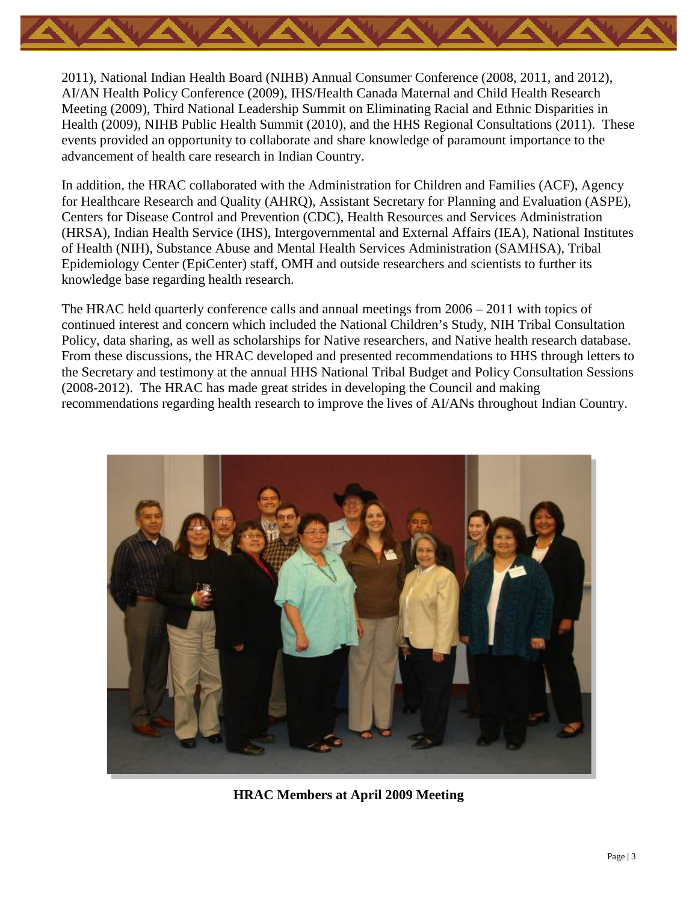2011), National Indian Health Board (NIHB) Annual Consumer Conference (2008, 2011, and 2012), AI/AN Health Policy Conference (2009), IHS/Health Canada Maternal and Child Health Research Meeting (2009), Third National Leadership Summit on Eliminating Racial and Ethnic Disparities in Health (2009), NIHB Public Health Summit (2010), and the HHS Regional Consultations (2011). These events provided an opportunity to collaborate and share knowledge of paramount importance to the advancement of health care research in Indian Country.

In addition, the HRAC collaborated with the Administration for Children and Families (ACF), Agency for Healthcare Research and Quality (AHRQ), Assistant Secretary for Planning and Evaluation (ASPE), Centers for Disease Control and Prevention (CDC), Health Resources and Services Administration (HRSA), Indian Health Service (IHS), Intergovernmental and External Affairs (IEA), National Institutes of Health (NIH), Substance Abuse and Mental Health Services Administration (SAMHSA), Tribal Epidemiology Center (EpiCenter) staff, OMH and outside researchers and scientists to further its knowledge base regarding health research.

The HRAC held quarterly conference calls and annual meetings from 2006 – 2011 with topics of continued interest and concern which included the National Children's Study, NIH Tribal Consultation Policy, data sharing, as well as scholarships for Native researchers, and Native health research database. From these discussions, the HRAC developed and presented recommendations to HHS through letters to the Secretary and testimony at the annual HHS National Tribal Budget and Policy Consultation Sessions (2008-2012). The HRAC has made great strides in developing the Council and making recommendations regarding health research to improve the lives of AI/ANs throughout Indian Country.

**HRAC Members at April 2009 Meeting**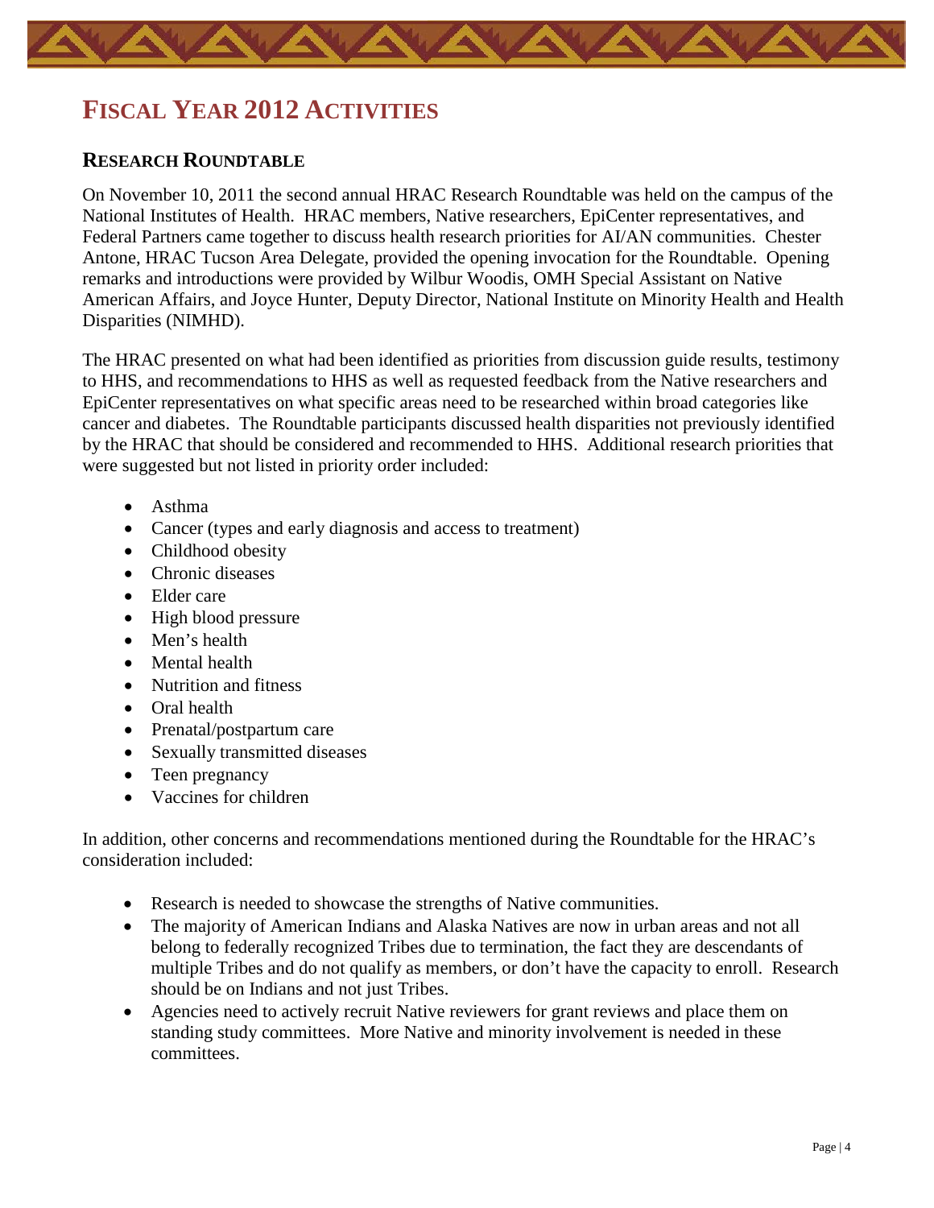# Fiscal Year 2012 Activities

## Research Roundtable

On November 10, 2011 the second annual HRAC Research Roundtable was held on the campus of the National Institutes of Health. HRAC members, Native researchers, EpiCenter representatives, and Federal Partners came together to discuss health research priorities for AI/AN communities. Chester Antone, HRAC Tucson Area Delegate, provided the opening invocation for the Roundtable. Opening remarks and introductions were provided by Wilbur Woodis, OMH Special Assistant on Native American Affairs, and Joyce Hunter, Deputy Director, National Institute on Minority Health and Health Disparities (NIMHD).

The HRAC presented on what had been identified as priorities from discussion guide results, testimony to HHS, and recommendations to HHS as well as requested feedback from the Native researchers and EpiCenter representatives on what specific areas need to be researched within broad categories like cancer and diabetes. The Roundtable participants discussed health disparities not previously identified by the HRAC that should be considered and recommended to HHS. Additional research priorities that were suggested but not listed in priority order included:

- Asthma
- Cancer (types and early diagnosis and access to treatment)
- Childhood obesity
- Chronic diseases
- Elder care
- High blood pressure
- Men's health
- Mental health
- Nutrition and fitness
- Oral health
- Prenatal/postpartum care
- Sexually transmitted diseases
- Teen pregnancy
- Vaccines for children

In addition, other concerns and recommendations mentioned during the Roundtable for the HRAC's consideration included:

- Research is needed to showcase the strengths of Native communities.
- The majority of American Indians and Alaska Natives are now in urban areas and not all belong to federally recognized Tribes due to termination, the fact they are descendants of multiple Tribes and do not qualify as members, or don't have the capacity to enroll. Research should be on Indians and not just Tribes.
- Agencies need to actively recruit Native reviewers for grant reviews and place them on standing study committees. More Native and minority involvement is needed in these committees.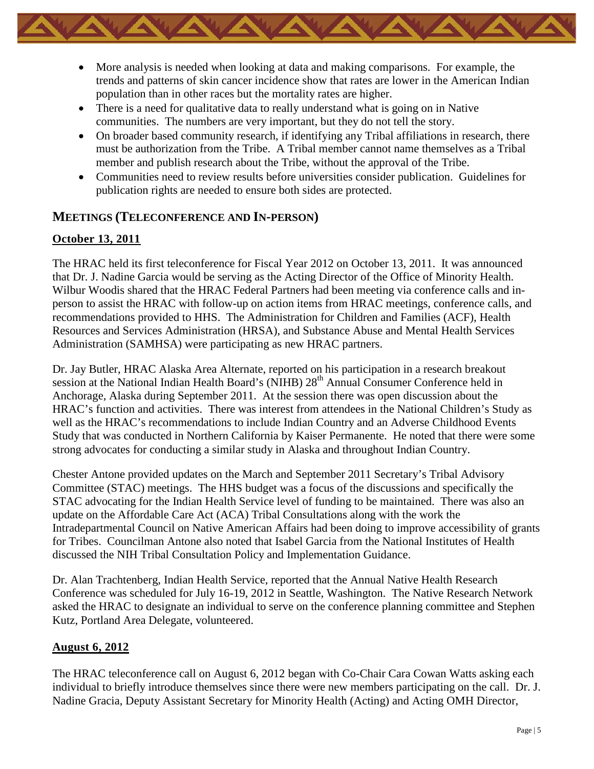- More analysis is needed when looking at data and making comparisons. For example, the trends and patterns of skin cancer incidence show that rates are lower in the American Indian population than in other races but the mortality rates are higher.
- There is a need for qualitative data to really understand what is going on in Native communities. The numbers are very important, but they do not tell the story.
- On broader based community research, if identifying any Tribal affiliations in research, there must be authorization from the Tribe. A Tribal member cannot name themselves as a Tribal member and publish research about the Tribe, without the approval of the Tribe.
- Communities need to review results before universities consider publication. Guidelines for publication rights are needed to ensure both sides are protected.

## MEETINGS (TELECONFERENCE AND IN-PERSON)

### October 13, 2011

The HRAC held its first teleconference for Fiscal Year 2012 on October 13, 2011. It was announced that Dr. J. Nadine Garcia would be serving as the Acting Director of the Office of Minority Health. Wilbur Woodis shared that the HRAC Federal Partners had been meeting via conference calls and in-person to assist the HRAC with follow-up on action items from HRAC meetings, conference calls, and recommendations provided to HHS. The Administration for Children and Families (ACF), Health Resources and Services Administration (HRSA), and Substance Abuse and Mental Health Services Administration (SAMHSA) were participating as new HRAC partners.

Dr. Jay Butler, HRAC Alaska Area Alternate, reported on his participation in a research breakout session at the National Indian Health Board's (NIHB) 28th Annual Consumer Conference held in Anchorage, Alaska during September 2011. At the session there was open discussion about the HRAC's function and activities. There was interest from attendees in the National Children's Study as well as the HRAC's recommendations to include Indian Country and an Adverse Childhood Events Study that was conducted in Northern California by Kaiser Permanente. He noted that there were some strong advocates for conducting a similar study in Alaska and throughout Indian Country.

Chester Antone provided updates on the March and September 2011 Secretary's Tribal Advisory Committee (STAC) meetings. The HHS budget was a focus of the discussions and specifically the STAC advocating for the Indian Health Service level of funding to be maintained. There was also an update on the Affordable Care Act (ACA) Tribal Consultations along with the work the Intradepartmental Council on Native American Affairs had been doing to improve accessibility of grants for Tribes. Councilman Antone also noted that Isabel Garcia from the National Institutes of Health discussed the NIH Tribal Consultation Policy and Implementation Guidance.

Dr. Alan Trachtenberg, Indian Health Service, reported that the Annual Native Health Research Conference was scheduled for July 16-19, 2012 in Seattle, Washington. The Native Research Network asked the HRAC to designate an individual to serve on the conference planning committee and Stephen Kutz, Portland Area Delegate, volunteered.

### August 6, 2012

The HRAC teleconference call on August 6, 2012 began with Co-Chair Cara Cowan Watts asking each individual to briefly introduce themselves since there were new members participating on the call. Dr. J. Nadine Gracia, Deputy Assistant Secretary for Minority Health (Acting) and Acting OMH Director,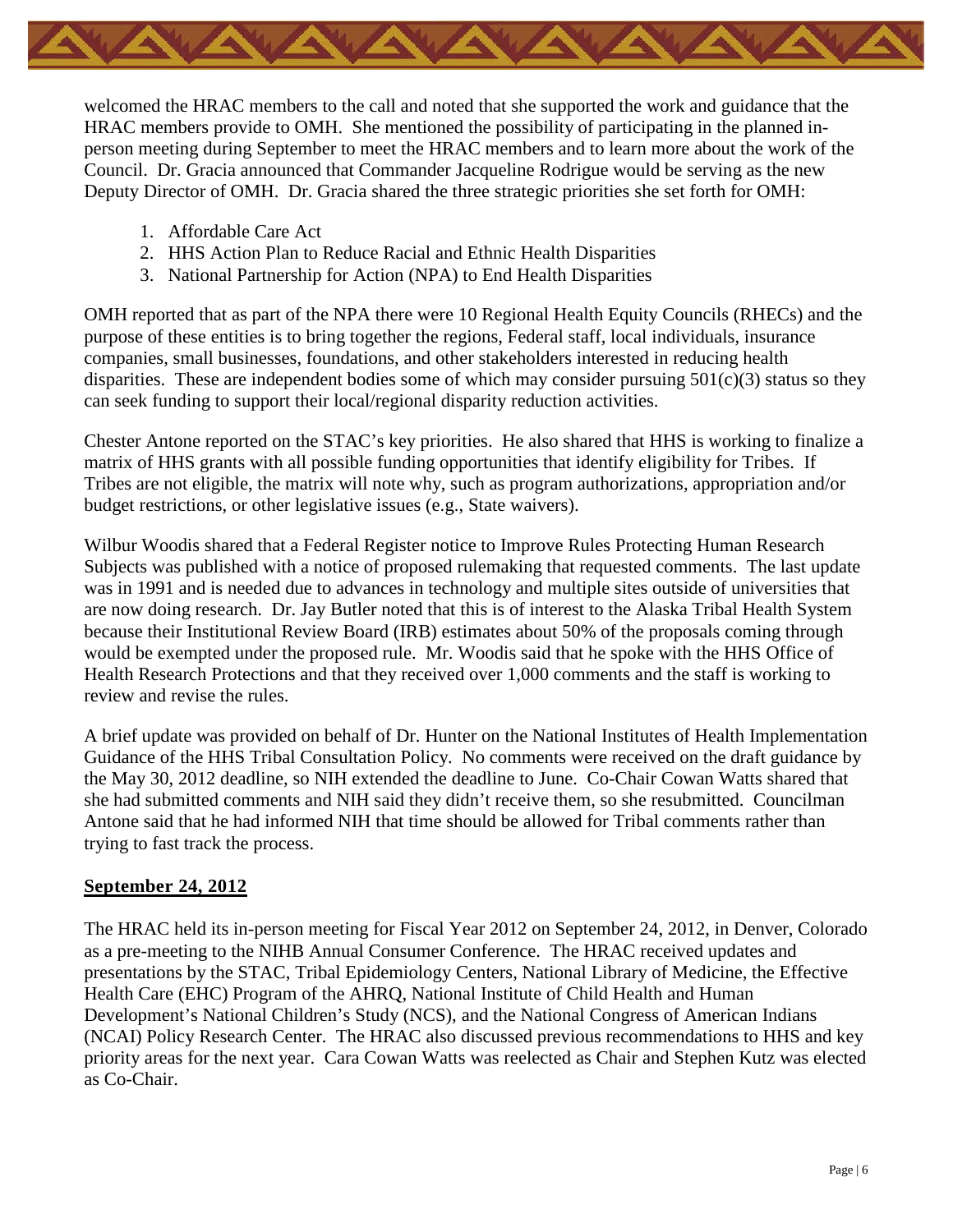welcomed the HRAC members to the call and noted that she supported the work and guidance that the HRAC members provide to OMH. She mentioned the possibility of participating in the planned in-person meeting during September to meet the HRAC members and to learn more about the work of the Council. Dr. Gracia announced that Commander Jacqueline Rodrigue would be serving as the new Deputy Director of OMH. Dr. Gracia shared the three strategic priorities she set forth for OMH:

1. Affordable Care Act
2. HHS Action Plan to Reduce Racial and Ethnic Health Disparities
3. National Partnership for Action (NPA) to End Health Disparities

OMH reported that as part of the NPA there were 10 Regional Health Equity Councils (RHECs) and the purpose of these entities is to bring together the regions, Federal staff, local individuals, insurance companies, small businesses, foundations, and other stakeholders interested in reducing health disparities. These are independent bodies some of which may consider pursuing 501(c)(3) status so they can seek funding to support their local/regional disparity reduction activities.

Chester Antone reported on the STAC's key priorities. He also shared that HHS is working to finalize a matrix of HHS grants with all possible funding opportunities that identify eligibility for Tribes. If Tribes are not eligible, the matrix will note why, such as program authorizations, appropriation and/or budget restrictions, or other legislative issues (e.g., State waivers).

Wilbur Woodis shared that a Federal Register notice to Improve Rules Protecting Human Research Subjects was published with a notice of proposed rulemaking that requested comments. The last update was in 1991 and is needed due to advances in technology and multiple sites outside of universities that are now doing research. Dr. Jay Butler noted that this is of interest to the Alaska Tribal Health System because their Institutional Review Board (IRB) estimates about 50% of the proposals coming through would be exempted under the proposed rule. Mr. Woodis said that he spoke with the HHS Office of Health Research Protections and that they received over 1,000 comments and the staff is working to review and revise the rules.

A brief update was provided on behalf of Dr. Hunter on the National Institutes of Health Implementation Guidance of the HHS Tribal Consultation Policy. No comments were received on the draft guidance by the May 30, 2012 deadline, so NIH extended the deadline to June. Co-Chair Cowan Watts shared that she had submitted comments and NIH said they didn't receive them, so she resubmitted. Councilman Antone said that he had informed NIH that time should be allowed for Tribal comments rather than trying to fast track the process.

## **September 24, 2012**

The HRAC held its in-person meeting for Fiscal Year 2012 on September 24, 2012, in Denver, Colorado as a pre-meeting to the NIHB Annual Consumer Conference. The HRAC received updates and presentations by the STAC, Tribal Epidemiology Centers, National Library of Medicine, the Effective Health Care (EHC) Program of the AHRQ, National Institute of Child Health and Human Development's National Children's Study (NCS), and the National Congress of American Indians (NCAI) Policy Research Center. The HRAC also discussed previous recommendations to HHS and key priority areas for the next year. Cara Cowan Watts was reelected as Chair and Stephen Kutz was elected as Co-Chair.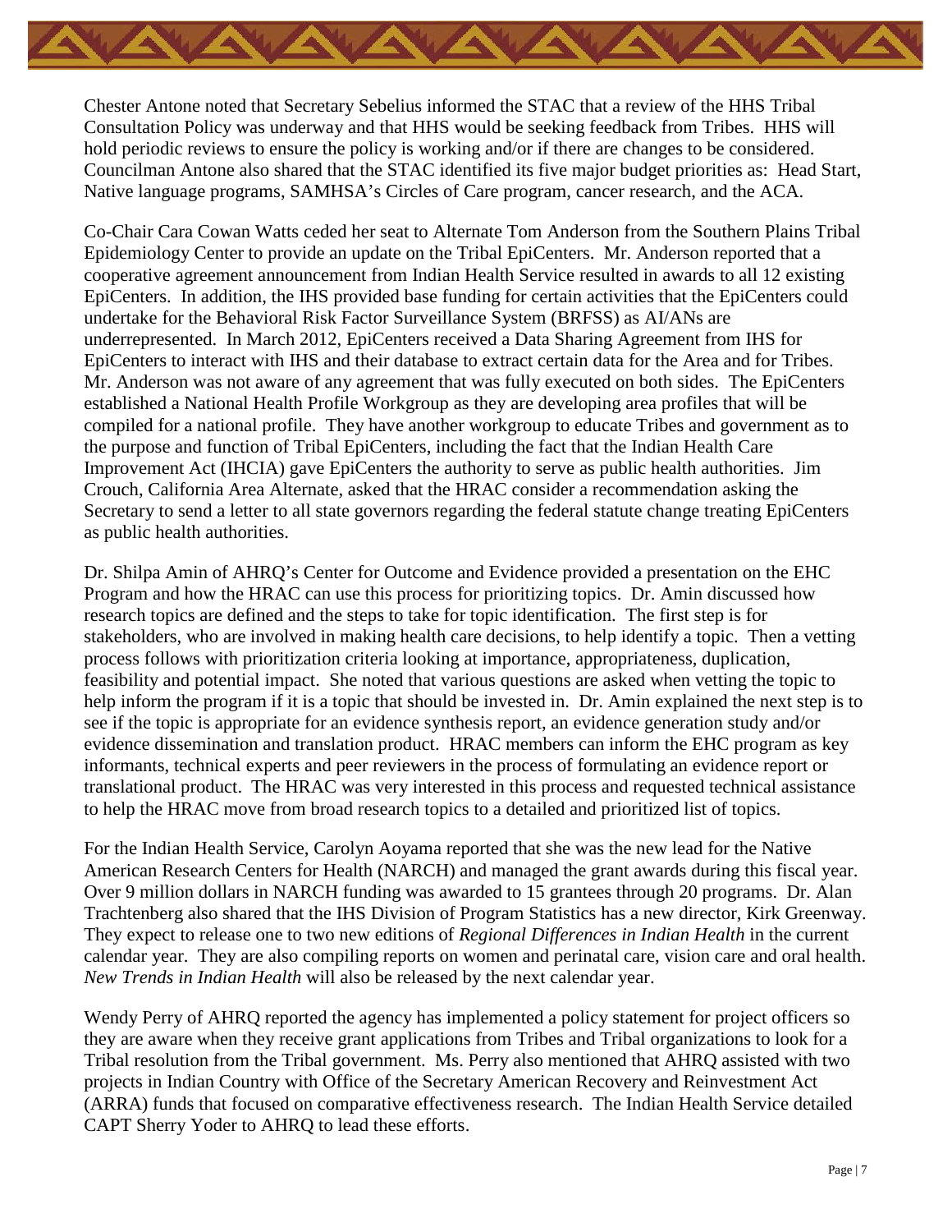Chester Antone noted that Secretary Sebelius informed the STAC that a review of the HHS Tribal Consultation Policy was underway and that HHS would be seeking feedback from Tribes. HHS will hold periodic reviews to ensure the policy is working and/or if there are changes to be considered. Councilman Antone also shared that the STAC identified its five major budget priorities as: Head Start, Native language programs, SAMHSA's Circles of Care program, cancer research, and the ACA.

Co-Chair Cara Cowan Watts ceded her seat to Alternate Tom Anderson from the Southern Plains Tribal Epidemiology Center to provide an update on the Tribal EpiCenters. Mr. Anderson reported that a cooperative agreement announcement from Indian Health Service resulted in awards to all 12 existing EpiCenters. In addition, the IHS provided base funding for certain activities that the EpiCenters could undertake for the Behavioral Risk Factor Surveillance System (BRFSS) as AI/ANs are underrepresented. In March 2012, EpiCenters received a Data Sharing Agreement from IHS for EpiCenters to interact with IHS and their database to extract certain data for the Area and for Tribes. Mr. Anderson was not aware of any agreement that was fully executed on both sides. The EpiCenters established a National Health Profile Workgroup as they are developing area profiles that will be compiled for a national profile. They have another workgroup to educate Tribes and government as to the purpose and function of Tribal EpiCenters, including the fact that the Indian Health Care Improvement Act (IHCIA) gave EpiCenters the authority to serve as public health authorities. Jim Crouch, California Area Alternate, asked that the HRAC consider a recommendation asking the Secretary to send a letter to all state governors regarding the federal statute change treating EpiCenters as public health authorities.

Dr. Shilpa Amin of AHRQ's Center for Outcome and Evidence provided a presentation on the EHC Program and how the HRAC can use this process for prioritizing topics. Dr. Amin discussed how research topics are defined and the steps to take for topic identification. The first step is for stakeholders, who are involved in making health care decisions, to help identify a topic. Then a vetting process follows with prioritization criteria looking at importance, appropriateness, duplication, feasibility and potential impact. She noted that various questions are asked when vetting the topic to help inform the program if it is a topic that should be invested in. Dr. Amin explained the next step is to see if the topic is appropriate for an evidence synthesis report, an evidence generation study and/or evidence dissemination and translation product. HRAC members can inform the EHC program as key informants, technical experts and peer reviewers in the process of formulating an evidence report or translational product. The HRAC was very interested in this process and requested technical assistance to help the HRAC move from broad research topics to a detailed and prioritized list of topics.

For the Indian Health Service, Carolyn Aoyama reported that she was the new lead for the Native American Research Centers for Health (NARCH) and managed the grant awards during this fiscal year. Over 9 million dollars in NARCH funding was awarded to 15 grantees through 20 programs. Dr. Alan Trachtenberg also shared that the IHS Division of Program Statistics has a new director, Kirk Greenway. They expect to release one to two new editions of *Regional Differences in Indian Health* in the current calendar year. They are also compiling reports on women and perinatal care, vision care and oral health. *New Trends in Indian Health* will also be released by the next calendar year.

Wendy Perry of AHRQ reported the agency has implemented a policy statement for project officers so they are aware when they receive grant applications from Tribes and Tribal organizations to look for a Tribal resolution from the Tribal government. Ms. Perry also mentioned that AHRQ assisted with two projects in Indian Country with Office of the Secretary American Recovery and Reinvestment Act (ARRA) funds that focused on comparative effectiveness research. The Indian Health Service detailed CAPT Sherry Yoder to AHRQ to lead these efforts.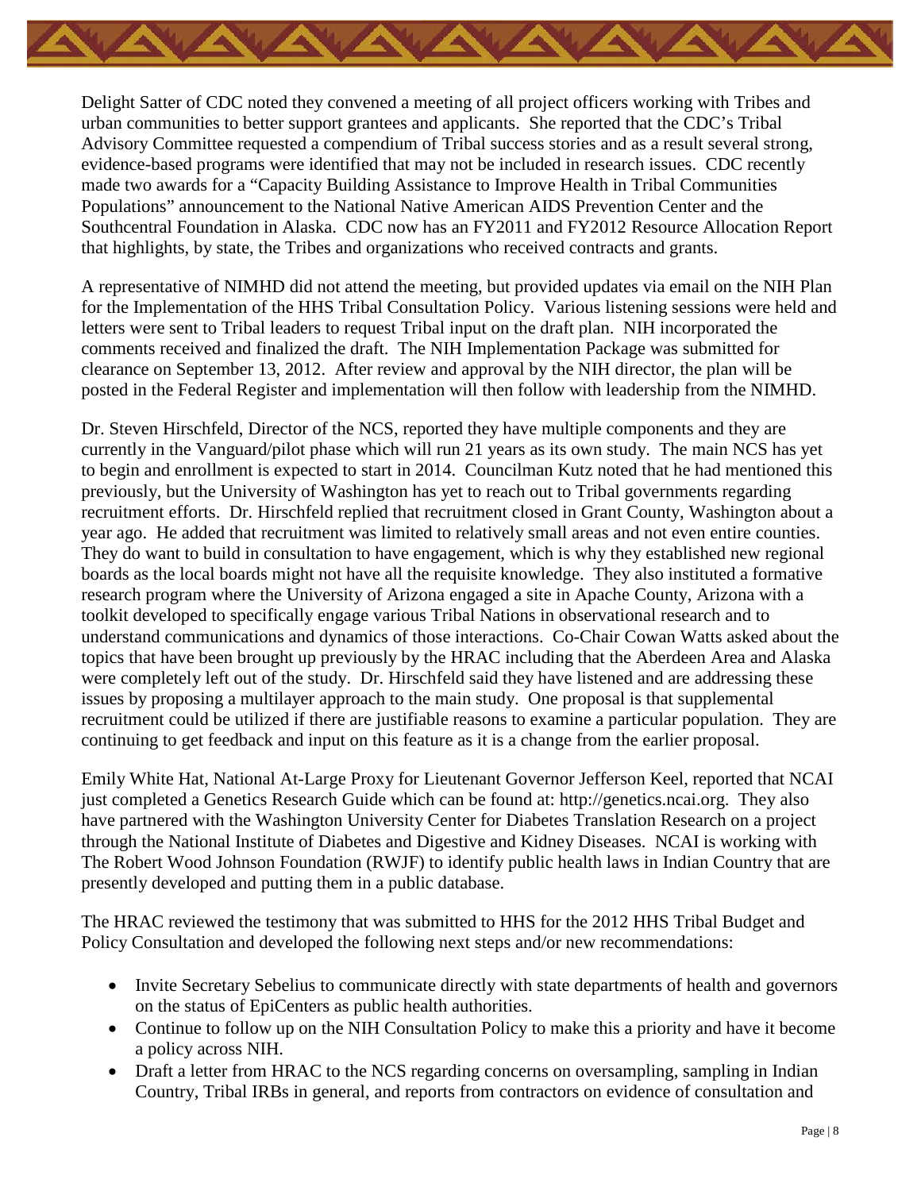Delight Satter of CDC noted they convened a meeting of all project officers working with Tribes and urban communities to better support grantees and applicants. She reported that the CDC's Tribal Advisory Committee requested a compendium of Tribal success stories and as a result several strong, evidence-based programs were identified that may not be included in research issues. CDC recently made two awards for a "Capacity Building Assistance to Improve Health in Tribal Communities Populations" announcement to the National Native American AIDS Prevention Center and the Southcentral Foundation in Alaska. CDC now has an FY2011 and FY2012 Resource Allocation Report that highlights, by state, the Tribes and organizations who received contracts and grants.

A representative of NIMHD did not attend the meeting, but provided updates via email on the NIH Plan for the Implementation of the HHS Tribal Consultation Policy. Various listening sessions were held and letters were sent to Tribal leaders to request Tribal input on the draft plan. NIH incorporated the comments received and finalized the draft. The NIH Implementation Package was submitted for clearance on September 13, 2012. After review and approval by the NIH director, the plan will be posted in the Federal Register and implementation will then follow with leadership from the NIMHD.

Dr. Steven Hirschfeld, Director of the NCS, reported they have multiple components and they are currently in the Vanguard/pilot phase which will run 21 years as its own study. The main NCS has yet to begin and enrollment is expected to start in 2014. Councilman Kutz noted that he had mentioned this previously, but the University of Washington has yet to reach out to Tribal governments regarding recruitment efforts. Dr. Hirschfeld replied that recruitment closed in Grant County, Washington about a year ago. He added that recruitment was limited to relatively small areas and not even entire counties. They do want to build in consultation to have engagement, which is why they established new regional boards as the local boards might not have all the requisite knowledge. They also instituted a formative research program where the University of Arizona engaged a site in Apache County, Arizona with a toolkit developed to specifically engage various Tribal Nations in observational research and to understand communications and dynamics of those interactions. Co-Chair Cowan Watts asked about the topics that have been brought up previously by the HRAC including that the Aberdeen Area and Alaska were completely left out of the study. Dr. Hirschfeld said they have listened and are addressing these issues by proposing a multilayer approach to the main study. One proposal is that supplemental recruitment could be utilized if there are justifiable reasons to examine a particular population. They are continuing to get feedback and input on this feature as it is a change from the earlier proposal.

Emily White Hat, National At-Large Proxy for Lieutenant Governor Jefferson Keel, reported that NCAI just completed a Genetics Research Guide which can be found at: http://genetics.ncai.org. They also have partnered with the Washington University Center for Diabetes Translation Research on a project through the National Institute of Diabetes and Digestive and Kidney Diseases. NCAI is working with The Robert Wood Johnson Foundation (RWJF) to identify public health laws in Indian Country that are presently developed and putting them in a public database.

The HRAC reviewed the testimony that was submitted to HHS for the 2012 HHS Tribal Budget and Policy Consultation and developed the following next steps and/or new recommendations:

- Invite Secretary Sebelius to communicate directly with state departments of health and governors on the status of EpiCenters as public health authorities.
- Continue to follow up on the NIH Consultation Policy to make this a priority and have it become a policy across NIH.
- Draft a letter from HRAC to the NCS regarding concerns on oversampling, sampling in Indian Country, Tribal IRBs in general, and reports from contractors on evidence of consultation and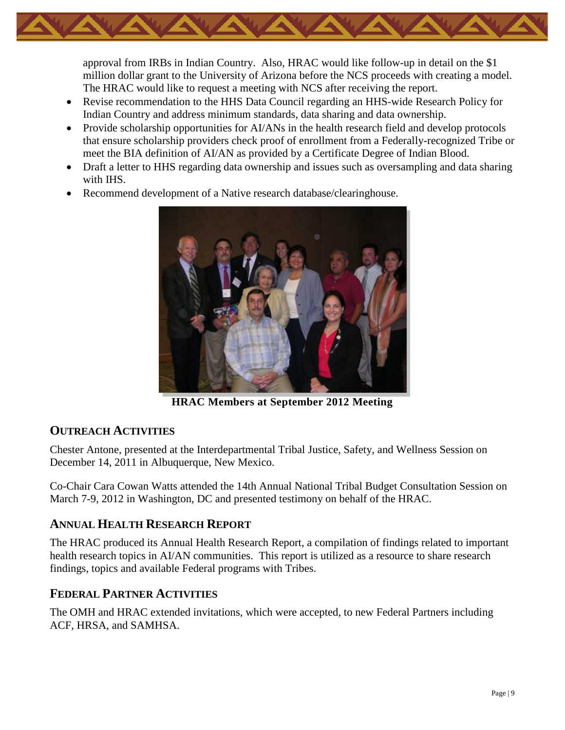approval from IRBs in Indian Country. Also, HRAC would like follow-up in detail on the $1 million dollar grant to the University of Arizona before the NCS proceeds with creating a model. The HRAC would like to request a meeting with NCS after receiving the report.

- Revise recommendation to the HHS Data Council regarding an HHS-wide Research Policy for Indian Country and address minimum standards, data sharing and data ownership.
- Provide scholarship opportunities for AI/ANs in the health research field and develop protocols that ensure scholarship providers check proof of enrollment from a Federally-recognized Tribe or meet the BIA definition of AI/AN as provided by a Certificate Degree of Indian Blood.
- Draft a letter to HHS regarding data ownership and issues such as oversampling and data sharing with IHS.
- Recommend development of a Native research database/clearinghouse.

**HRAC Members at September 2012 Meeting**

## OUTREACH ACTIVITIES

Chester Antone, presented at the Interdepartmental Tribal Justice, Safety, and Wellness Session on December 14, 2011 in Albuquerque, New Mexico.

Co-Chair Cara Cowan Watts attended the 14th Annual National Tribal Budget Consultation Session on March 7-9, 2012 in Washington, DC and presented testimony on behalf of the HRAC.

## ANNUAL HEALTH RESEARCH REPORT

The HRAC produced its Annual Health Research Report, a compilation of findings related to important health research topics in AI/AN communities. This report is utilized as a resource to share research findings, topics and available Federal programs with Tribes.

## FEDERAL PARTNER ACTIVITIES

The OMH and HRAC extended invitations, which were accepted, to new Federal Partners including ACF, HRSA, and SAMHSA.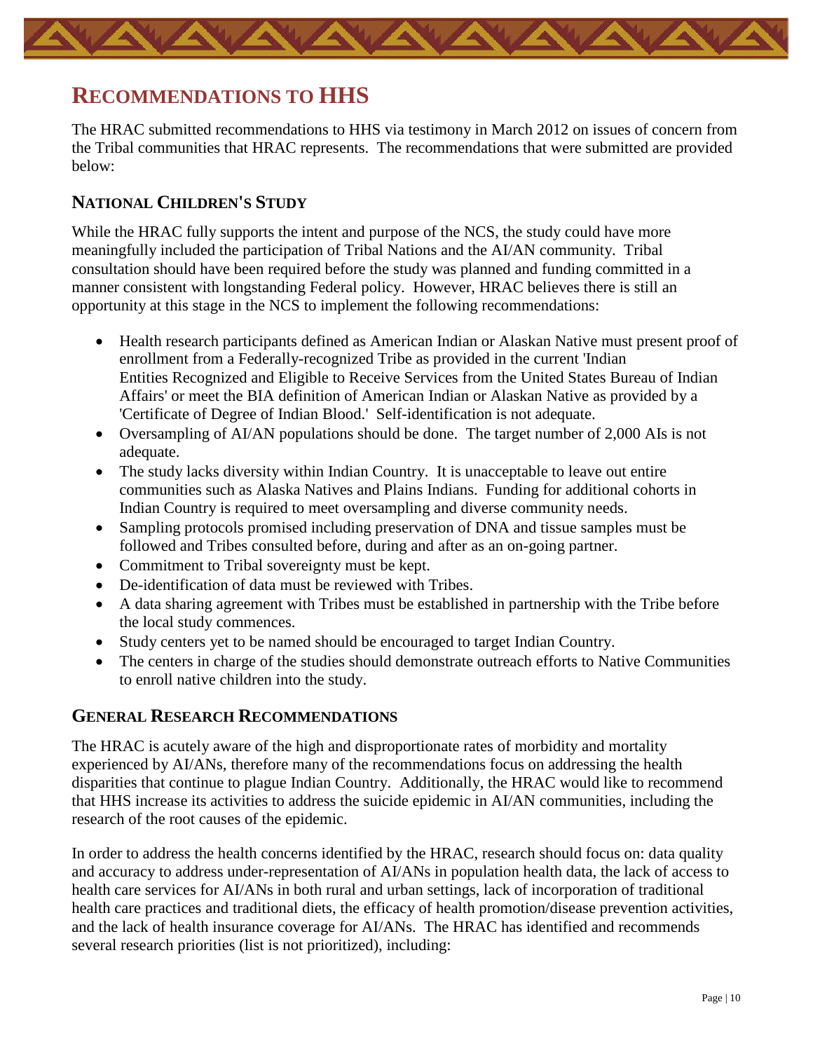# RECOMMENDATIONS TO HHS

The HRAC submitted recommendations to HHS via testimony in March 2012 on issues of concern from the Tribal communities that HRAC represents. The recommendations that were submitted are provided below:

## NATIONAL CHILDREN'S STUDY

While the HRAC fully supports the intent and purpose of the NCS, the study could have more meaningfully included the participation of Tribal Nations and the AI/AN community. Tribal consultation should have been required before the study was planned and funding committed in a manner consistent with longstanding Federal policy. However, HRAC believes there is still an opportunity at this stage in the NCS to implement the following recommendations:

- Health research participants defined as American Indian or Alaskan Native must present proof of enrollment from a Federally-recognized Tribe as provided in the current 'Indian Entities Recognized and Eligible to Receive Services from the United States Bureau of Indian Affairs' or meet the BIA definition of American Indian or Alaskan Native as provided by a 'Certificate of Degree of Indian Blood.' Self-identification is not adequate.
- Oversampling of AI/AN populations should be done. The target number of 2,000 AIs is not adequate.
- The study lacks diversity within Indian Country. It is unacceptable to leave out entire communities such as Alaska Natives and Plains Indians. Funding for additional cohorts in Indian Country is required to meet oversampling and diverse community needs.
- Sampling protocols promised including preservation of DNA and tissue samples must be followed and Tribes consulted before, during and after as an on-going partner.
- Commitment to Tribal sovereignty must be kept.
- De-identification of data must be reviewed with Tribes.
- A data sharing agreement with Tribes must be established in partnership with the Tribe before the local study commences.
- Study centers yet to be named should be encouraged to target Indian Country.
- The centers in charge of the studies should demonstrate outreach efforts to Native Communities to enroll native children into the study.

## GENERAL RESEARCH RECOMMENDATIONS

The HRAC is acutely aware of the high and disproportionate rates of morbidity and mortality experienced by AI/ANs, therefore many of the recommendations focus on addressing the health disparities that continue to plague Indian Country. Additionally, the HRAC would like to recommend that HHS increase its activities to address the suicide epidemic in AI/AN communities, including the research of the root causes of the epidemic.

In order to address the health concerns identified by the HRAC, research should focus on: data quality and accuracy to address under-representation of AI/ANs in population health data, the lack of access to health care services for AI/ANs in both rural and urban settings, lack of incorporation of traditional health care practices and traditional diets, the efficacy of health promotion/disease prevention activities, and the lack of health insurance coverage for AI/ANs. The HRAC has identified and recommends several research priorities (list is not prioritized), including: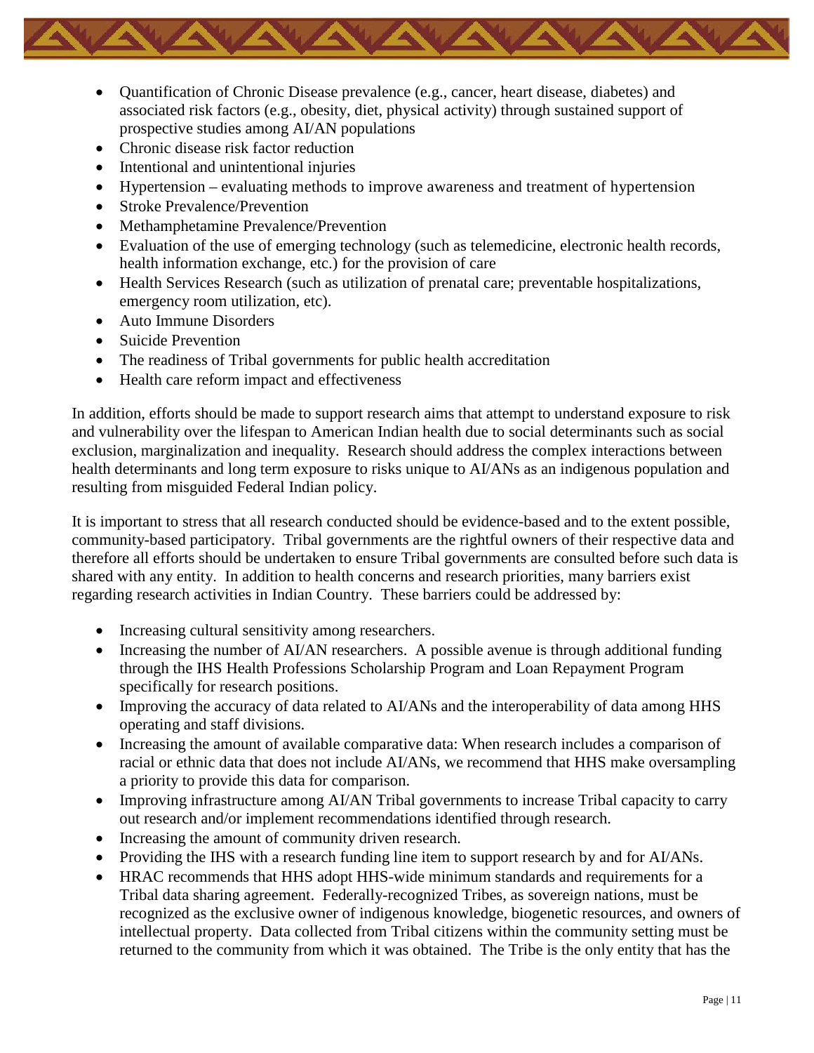- Quantification of Chronic Disease prevalence (e.g., cancer, heart disease, diabetes) and associated risk factors (e.g., obesity, diet, physical activity) through sustained support of prospective studies among AI/AN populations
- Chronic disease risk factor reduction
- Intentional and unintentional injuries
- Hypertension – evaluating methods to improve awareness and treatment of hypertension
- Stroke Prevalence/Prevention
- Methamphetamine Prevalence/Prevention
- Evaluation of the use of emerging technology (such as telemedicine, electronic health records, health information exchange, etc.) for the provision of care
- Health Services Research (such as utilization of prenatal care; preventable hospitalizations, emergency room utilization, etc).
- Auto Immune Disorders
- Suicide Prevention
- The readiness of Tribal governments for public health accreditation
- Health care reform impact and effectiveness

In addition, efforts should be made to support research aims that attempt to understand exposure to risk and vulnerability over the lifespan to American Indian health due to social determinants such as social exclusion, marginalization and inequality. Research should address the complex interactions between health determinants and long term exposure to risks unique to AI/ANs as an indigenous population and resulting from misguided Federal Indian policy.

It is important to stress that all research conducted should be evidence-based and to the extent possible, community-based participatory. Tribal governments are the rightful owners of their respective data and therefore all efforts should be undertaken to ensure Tribal governments are consulted before such data is shared with any entity. In addition to health concerns and research priorities, many barriers exist regarding research activities in Indian Country. These barriers could be addressed by:

- Increasing cultural sensitivity among researchers.
- Increasing the number of AI/AN researchers. A possible avenue is through additional funding through the IHS Health Professions Scholarship Program and Loan Repayment Program specifically for research positions.
- Improving the accuracy of data related to AI/ANs and the interoperability of data among HHS operating and staff divisions.
- Increasing the amount of available comparative data: When research includes a comparison of racial or ethnic data that does not include AI/ANs, we recommend that HHS make oversampling a priority to provide this data for comparison.
- Improving infrastructure among AI/AN Tribal governments to increase Tribal capacity to carry out research and/or implement recommendations identified through research.
- Increasing the amount of community driven research.
- Providing the IHS with a research funding line item to support research by and for AI/ANs.
- HRAC recommends that HHS adopt HHS-wide minimum standards and requirements for a Tribal data sharing agreement. Federally-recognized Tribes, as sovereign nations, must be recognized as the exclusive owner of indigenous knowledge, biogenetic resources, and owners of intellectual property. Data collected from Tribal citizens within the community setting must be returned to the community from which it was obtained. The Tribe is the only entity that has the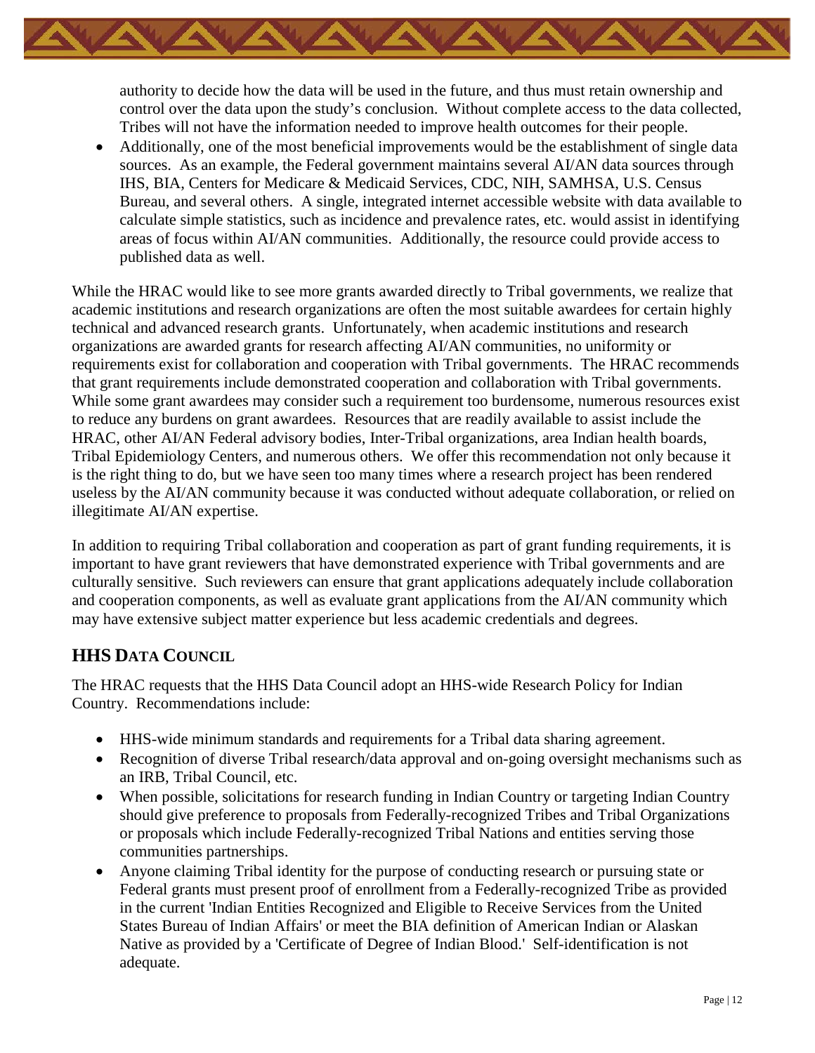authority to decide how the data will be used in the future, and thus must retain ownership and control over the data upon the study's conclusion. Without complete access to the data collected, Tribes will not have the information needed to improve health outcomes for their people.

- Additionally, one of the most beneficial improvements would be the establishment of single data sources. As an example, the Federal government maintains several AI/AN data sources through IHS, BIA, Centers for Medicare & Medicaid Services, CDC, NIH, SAMHSA, U.S. Census Bureau, and several others. A single, integrated internet accessible website with data available to calculate simple statistics, such as incidence and prevalence rates, etc. would assist in identifying areas of focus within AI/AN communities. Additionally, the resource could provide access to published data as well.

While the HRAC would like to see more grants awarded directly to Tribal governments, we realize that academic institutions and research organizations are often the most suitable awardees for certain highly technical and advanced research grants. Unfortunately, when academic institutions and research organizations are awarded grants for research affecting AI/AN communities, no uniformity or requirements exist for collaboration and cooperation with Tribal governments. The HRAC recommends that grant requirements include demonstrated cooperation and collaboration with Tribal governments. While some grant awardees may consider such a requirement too burdensome, numerous resources exist to reduce any burdens on grant awardees. Resources that are readily available to assist include the HRAC, other AI/AN Federal advisory bodies, Inter-Tribal organizations, area Indian health boards, Tribal Epidemiology Centers, and numerous others. We offer this recommendation not only because it is the right thing to do, but we have seen too many times where a research project has been rendered useless by the AI/AN community because it was conducted without adequate collaboration, or relied on illegitimate AI/AN expertise.

In addition to requiring Tribal collaboration and cooperation as part of grant funding requirements, it is important to have grant reviewers that have demonstrated experience with Tribal governments and are culturally sensitive. Such reviewers can ensure that grant applications adequately include collaboration and cooperation components, as well as evaluate grant applications from the AI/AN community which may have extensive subject matter experience but less academic credentials and degrees.

## HHS Data Council

The HRAC requests that the HHS Data Council adopt an HHS-wide Research Policy for Indian Country. Recommendations include:

- HHS-wide minimum standards and requirements for a Tribal data sharing agreement.
- Recognition of diverse Tribal research/data approval and on-going oversight mechanisms such as an IRB, Tribal Council, etc.
- When possible, solicitations for research funding in Indian Country or targeting Indian Country should give preference to proposals from Federally-recognized Tribes and Tribal Organizations or proposals which include Federally-recognized Tribal Nations and entities serving those communities partnerships.
- Anyone claiming Tribal identity for the purpose of conducting research or pursuing state or Federal grants must present proof of enrollment from a Federally-recognized Tribe as provided in the current 'Indian Entities Recognized and Eligible to Receive Services from the United States Bureau of Indian Affairs' or meet the BIA definition of American Indian or Alaskan Native as provided by a 'Certificate of Degree of Indian Blood.' Self-identification is not adequate.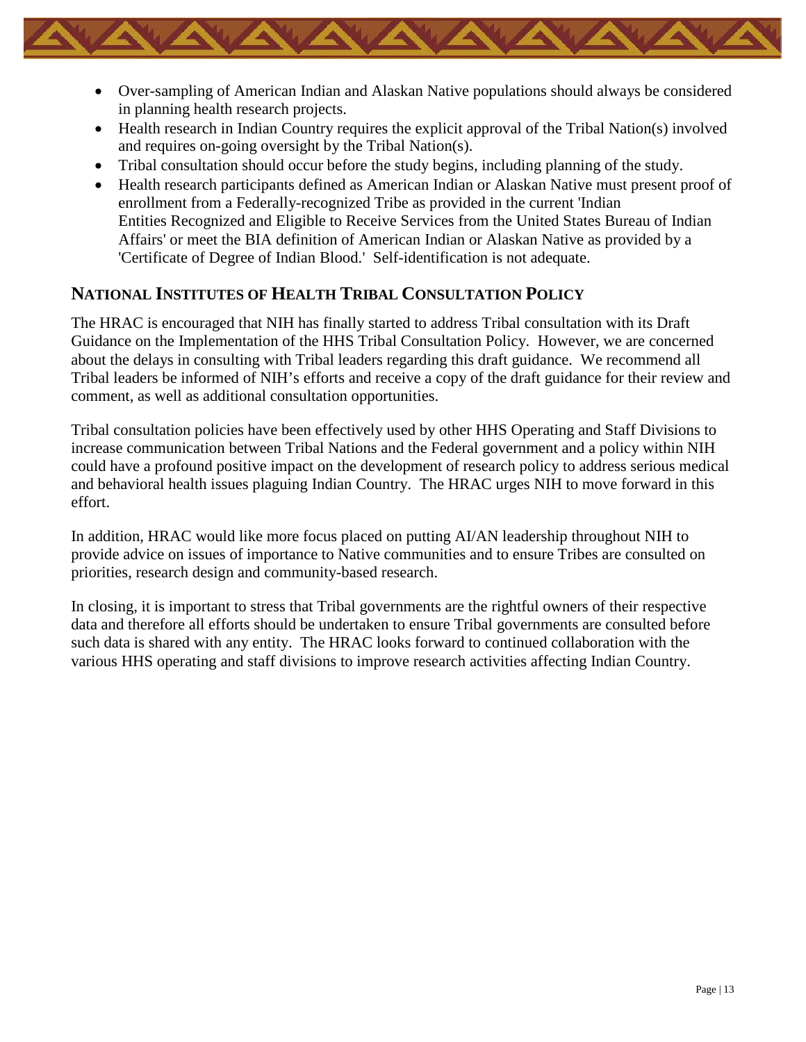- Over-sampling of American Indian and Alaskan Native populations should always be considered in planning health research projects.
- Health research in Indian Country requires the explicit approval of the Tribal Nation(s) involved and requires on-going oversight by the Tribal Nation(s).
- Tribal consultation should occur before the study begins, including planning of the study.
- Health research participants defined as American Indian or Alaskan Native must present proof of enrollment from a Federally-recognized Tribe as provided in the current 'Indian Entities Recognized and Eligible to Receive Services from the United States Bureau of Indian Affairs' or meet the BIA definition of American Indian or Alaskan Native as provided by a 'Certificate of Degree of Indian Blood.' Self-identification is not adequate.

## National Institutes of Health Tribal Consultation Policy

The HRAC is encouraged that NIH has finally started to address Tribal consultation with its Draft Guidance on the Implementation of the HHS Tribal Consultation Policy. However, we are concerned about the delays in consulting with Tribal leaders regarding this draft guidance. We recommend all Tribal leaders be informed of NIH's efforts and receive a copy of the draft guidance for their review and comment, as well as additional consultation opportunities.

Tribal consultation policies have been effectively used by other HHS Operating and Staff Divisions to increase communication between Tribal Nations and the Federal government and a policy within NIH could have a profound positive impact on the development of research policy to address serious medical and behavioral health issues plaguing Indian Country. The HRAC urges NIH to move forward in this effort.

In addition, HRAC would like more focus placed on putting AI/AN leadership throughout NIH to provide advice on issues of importance to Native communities and to ensure Tribes are consulted on priorities, research design and community-based research.

In closing, it is important to stress that Tribal governments are the rightful owners of their respective data and therefore all efforts should be undertaken to ensure Tribal governments are consulted before such data is shared with any entity. The HRAC looks forward to continued collaboration with the various HHS operating and staff divisions to improve research activities affecting Indian Country.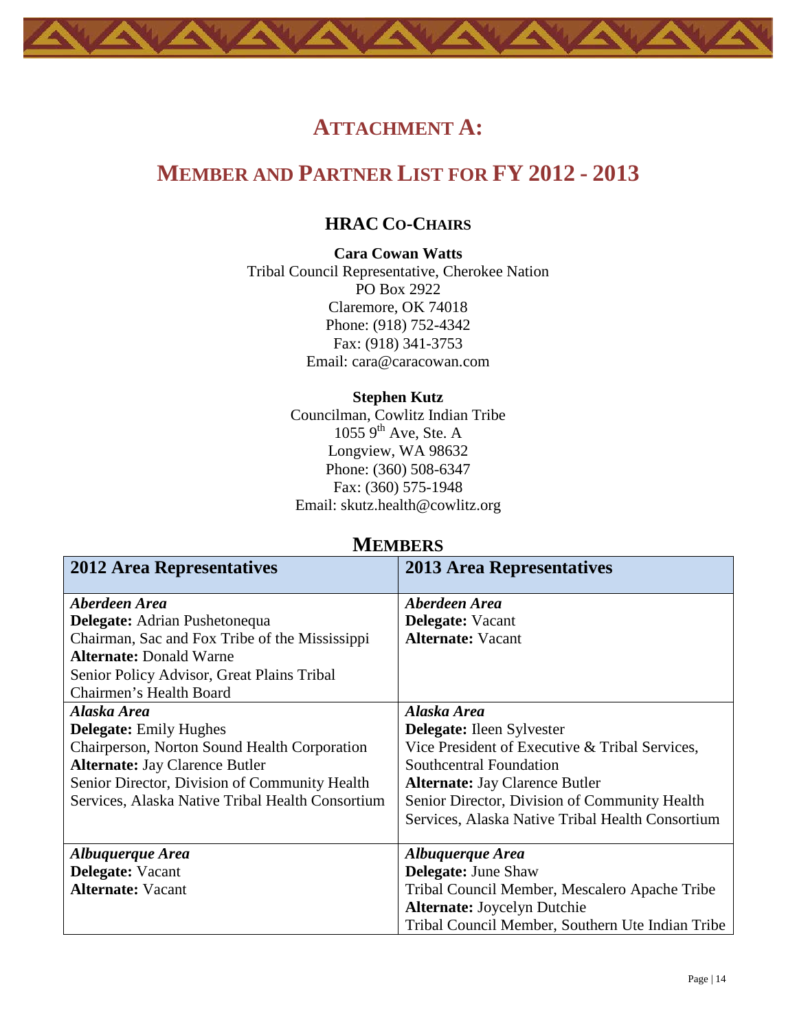# ATTACHMENT A:

# MEMBER AND PARTNER LIST FOR FY 2012 - 2013

## HRAC CO-CHAIRS

**Cara Cowan Watts**
Tribal Council Representative, Cherokee Nation
PO Box 2922
Claremore, OK 74018
Phone: (918) 752-4342
Fax: (918) 341-3753
Email: cara@caracowan.com

**Stephen Kutz**
Councilman, Cowlitz Indian Tribe
1055 9th Ave, Ste. A
Longview, WA 98632
Phone: (360) 508-6347
Fax: (360) 575-1948
Email: skutz.health@cowlitz.org

## MEMBERS

| 2012 Area Representatives | 2013 Area Representatives |
|---|---|
| ***Aberdeen Area***<br>**Delegate:** Adrian Pushetonequa<br>Chairman, Sac and Fox Tribe of the Mississippi<br>**Alternate:** Donald Warne<br>Senior Policy Advisor, Great Plains Tribal Chairmen's Health Board | ***Aberdeen Area***<br>**Delegate:** Vacant<br>**Alternate:** Vacant |
| ***Alaska Area***<br>**Delegate:** Emily Hughes<br>Chairperson, Norton Sound Health Corporation<br>**Alternate:** Jay Clarence Butler<br>Senior Director, Division of Community Health Services, Alaska Native Tribal Health Consortium | ***Alaska Area***<br>**Delegate:** Ileen Sylvester<br>Vice President of Executive & Tribal Services, Southcentral Foundation<br>**Alternate:** Jay Clarence Butler<br>Senior Director, Division of Community Health Services, Alaska Native Tribal Health Consortium |
| ***Albuquerque Area***<br>**Delegate:** Vacant<br>**Alternate:** Vacant | ***Albuquerque Area***<br>**Delegate:** June Shaw<br>Tribal Council Member, Mescalero Apache Tribe<br>**Alternate:** Joycelyn Dutchie<br>Tribal Council Member, Southern Ute Indian Tribe |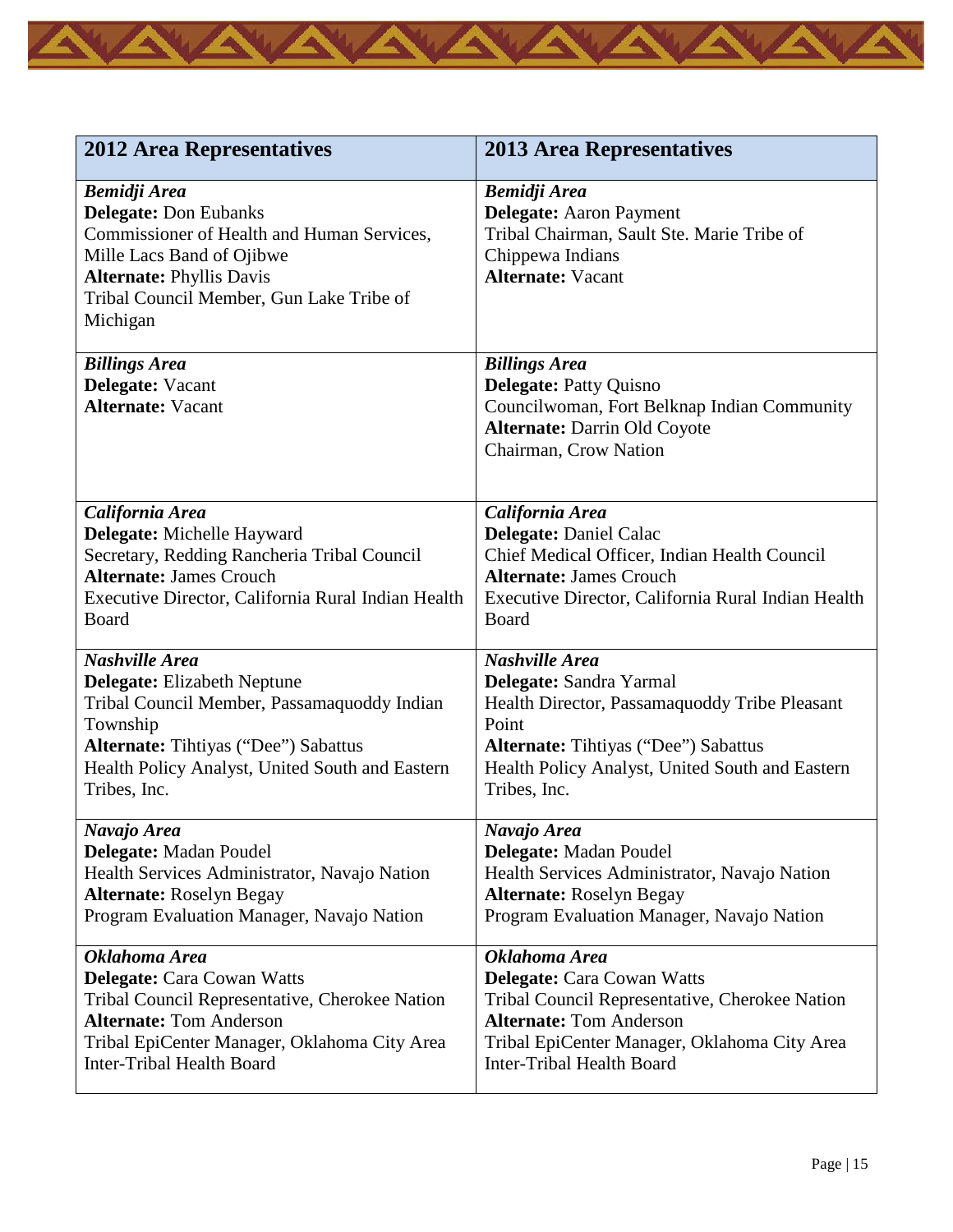| 2012 Area Representatives | 2013 Area Representatives |
| --- | --- |
| ***Bemidji Area***<br>**Delegate:** Don Eubanks<br>Commissioner of Health and Human Services, Mille Lacs Band of Ojibwe<br>**Alternate:** Phyllis Davis<br>Tribal Council Member, Gun Lake Tribe of Michigan | ***Bemidji Area***<br>**Delegate:** Aaron Payment<br>Tribal Chairman, Sault Ste. Marie Tribe of Chippewa Indians<br>**Alternate:** Vacant |
| ***Billings Area***<br>**Delegate:** Vacant<br>**Alternate:** Vacant | ***Billings Area***<br>**Delegate:** Patty Quisno<br>Councilwoman, Fort Belknap Indian Community<br>**Alternate:** Darrin Old Coyote<br>Chairman, Crow Nation |
| ***California Area***<br>**Delegate:** Michelle Hayward<br>Secretary, Redding Rancheria Tribal Council<br>**Alternate:** James Crouch<br>Executive Director, California Rural Indian Health Board | ***California Area***<br>**Delegate:** Daniel Calac<br>Chief Medical Officer, Indian Health Council<br>**Alternate:** James Crouch<br>Executive Director, California Rural Indian Health Board |
| ***Nashville Area***<br>**Delegate:** Elizabeth Neptune<br>Tribal Council Member, Passamaquoddy Indian Township<br>**Alternate:** Tihtiyas ("Dee") Sabattus<br>Health Policy Analyst, United South and Eastern Tribes, Inc. | ***Nashville Area***<br>**Delegate:** Sandra Yarmal<br>Health Director, Passamaquoddy Tribe Pleasant Point<br>**Alternate:** Tihtiyas ("Dee") Sabattus<br>Health Policy Analyst, United South and Eastern Tribes, Inc. |
| ***Navajo Area***<br>**Delegate:** Madan Poudel<br>Health Services Administrator, Navajo Nation<br>**Alternate:** Roselyn Begay<br>Program Evaluation Manager, Navajo Nation | ***Navajo Area***<br>**Delegate:** Madan Poudel<br>Health Services Administrator, Navajo Nation<br>**Alternate:** Roselyn Begay<br>Program Evaluation Manager, Navajo Nation |
| ***Oklahoma Area***<br>**Delegate:** Cara Cowan Watts<br>Tribal Council Representative, Cherokee Nation<br>**Alternate:** Tom Anderson<br>Tribal EpiCenter Manager, Oklahoma City Area Inter-Tribal Health Board | ***Oklahoma Area***<br>**Delegate:** Cara Cowan Watts<br>Tribal Council Representative, Cherokee Nation<br>**Alternate:** Tom Anderson<br>Tribal EpiCenter Manager, Oklahoma City Area Inter-Tribal Health Board |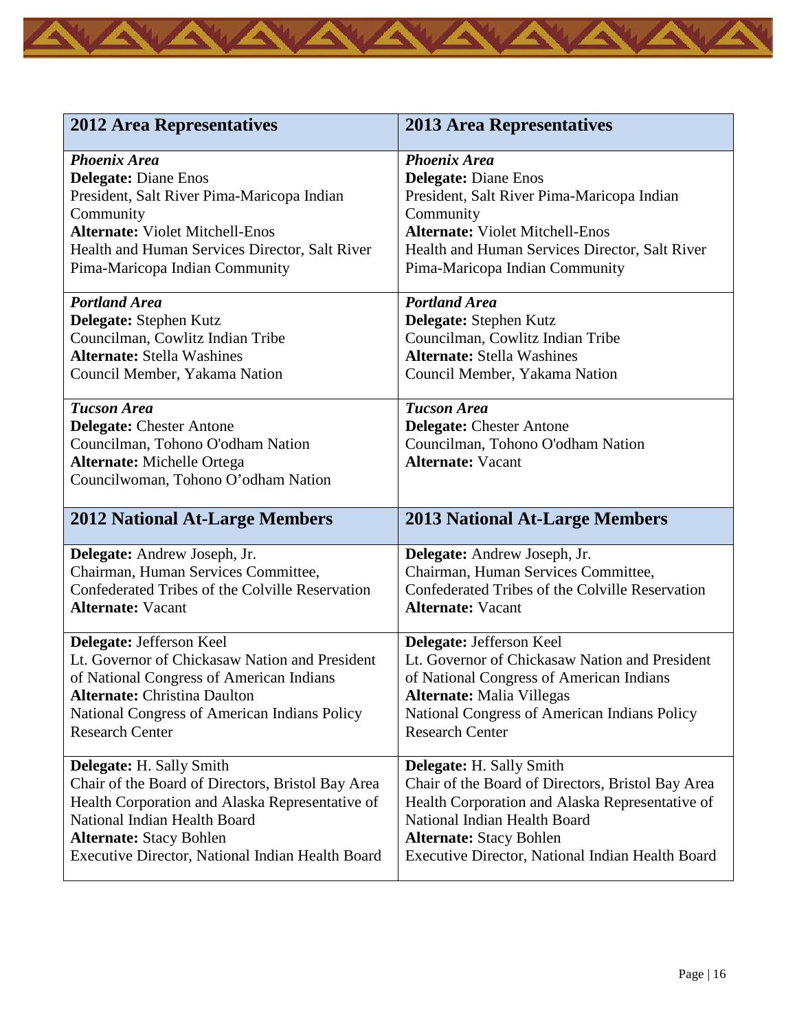| 2012 Area Representatives | 2013 Area Representatives |
|---|---|
| ***Phoenix Area*** <br> **Delegate:** Diane Enos <br> President, Salt River Pima-Maricopa Indian Community <br> **Alternate:** Violet Mitchell-Enos <br> Health and Human Services Director, Salt River Pima-Maricopa Indian Community | ***Phoenix Area*** <br> **Delegate:** Diane Enos <br> President, Salt River Pima-Maricopa Indian Community <br> **Alternate:** Violet Mitchell-Enos <br> Health and Human Services Director, Salt River Pima-Maricopa Indian Community |
| ***Portland Area*** <br> **Delegate:** Stephen Kutz <br> Councilman, Cowlitz Indian Tribe <br> **Alternate:** Stella Washines <br> Council Member, Yakama Nation | ***Portland Area*** <br> **Delegate:** Stephen Kutz <br> Councilman, Cowlitz Indian Tribe <br> **Alternate:** Stella Washines <br> Council Member, Yakama Nation |
| ***Tucson Area*** <br> **Delegate:** Chester Antone <br> Councilman, Tohono O'odham Nation <br> **Alternate:** Michelle Ortega <br> Councilwoman, Tohono O'odham Nation | ***Tucson Area*** <br> **Delegate:** Chester Antone <br> Councilman, Tohono O'odham Nation <br> **Alternate:** Vacant |
| **2012 National At-Large Members** | **2013 National At-Large Members** |
| **Delegate:** Andrew Joseph, Jr. <br> Chairman, Human Services Committee, Confederated Tribes of the Colville Reservation <br> **Alternate:** Vacant | **Delegate:** Andrew Joseph, Jr. <br> Chairman, Human Services Committee, Confederated Tribes of the Colville Reservation <br> **Alternate:** Vacant |
| **Delegate:** Jefferson Keel <br> Lt. Governor of Chickasaw Nation and President of National Congress of American Indians <br> **Alternate:** Christina Daulton <br> National Congress of American Indians Policy Research Center | **Delegate:** Jefferson Keel <br> Lt. Governor of Chickasaw Nation and President of National Congress of American Indians <br> **Alternate:** Malia Villegas <br> National Congress of American Indians Policy Research Center |
| **Delegate:** H. Sally Smith <br> Chair of the Board of Directors, Bristol Bay Area Health Corporation and Alaska Representative of National Indian Health Board <br> **Alternate:** Stacy Bohlen <br> Executive Director, National Indian Health Board | **Delegate:** H. Sally Smith <br> Chair of the Board of Directors, Bristol Bay Area Health Corporation and Alaska Representative of National Indian Health Board <br> **Alternate:** Stacy Bohlen <br> Executive Director, National Indian Health Board |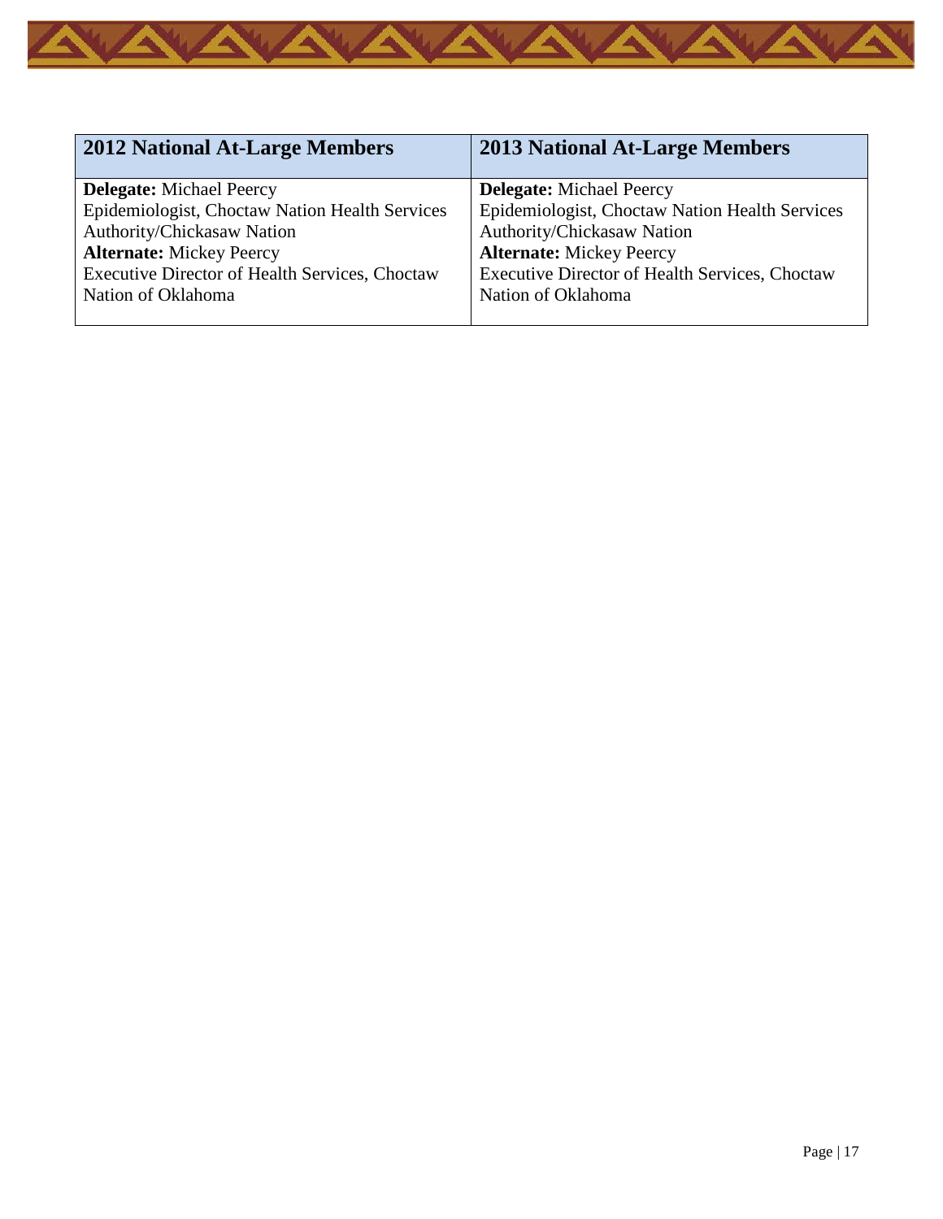| 2012 National At-Large Members | 2013 National At-Large Members |
| --- | --- |
| **Delegate:** Michael Peercy<br>Epidemiologist, Choctaw Nation Health Services Authority/Chickasaw Nation<br>**Alternate:** Mickey Peercy<br>Executive Director of Health Services, Choctaw Nation of Oklahoma | **Delegate:** Michael Peercy<br>Epidemiologist, Choctaw Nation Health Services Authority/Chickasaw Nation<br>**Alternate:** Mickey Peercy<br>Executive Director of Health Services, Choctaw Nation of Oklahoma |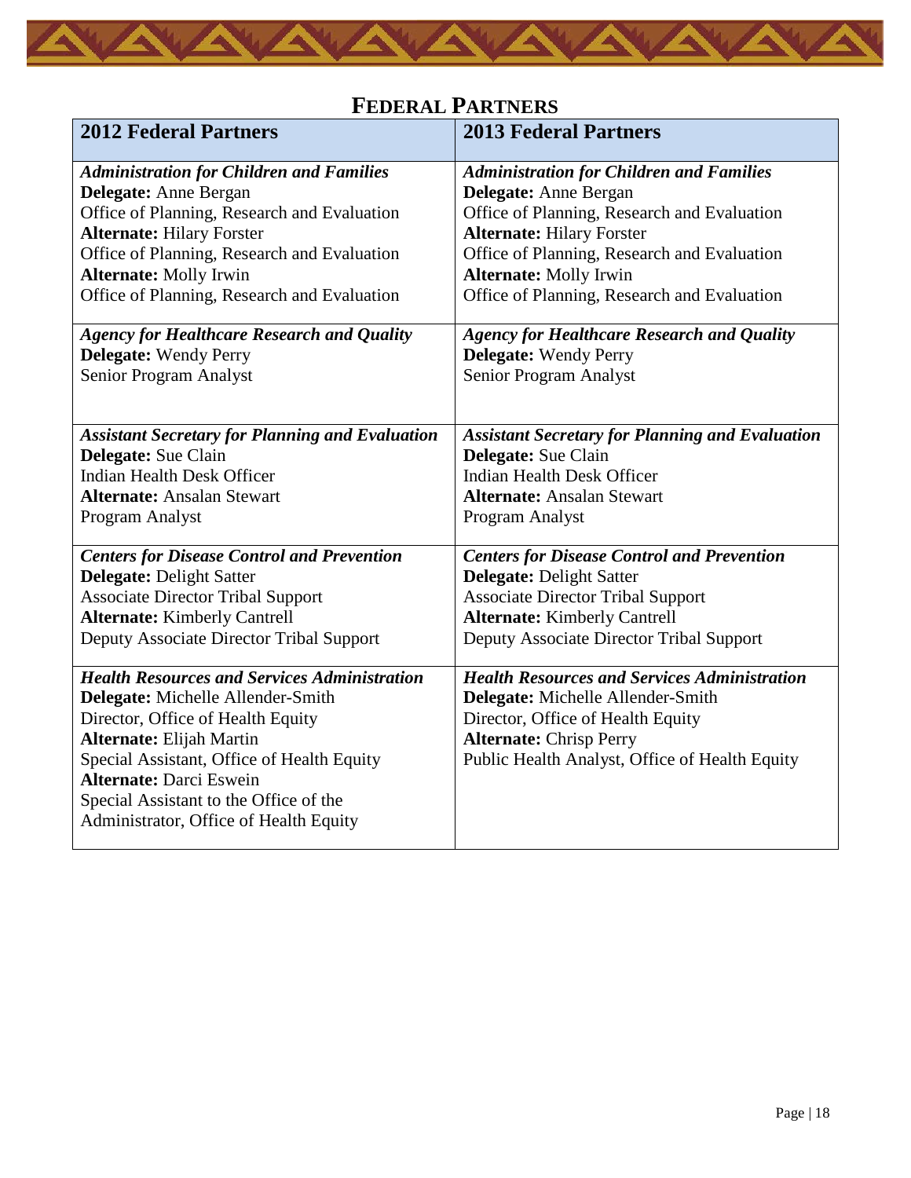# FEDERAL PARTNERS

| 2012 Federal Partners | 2013 Federal Partners |
|---|---|
| ***Administration for Children and Families***<br>**Delegate:** Anne Bergan<br>Office of Planning, Research and Evaluation<br>**Alternate:** Hilary Forster<br>Office of Planning, Research and Evaluation<br>**Alternate:** Molly Irwin<br>Office of Planning, Research and Evaluation | ***Administration for Children and Families***<br>**Delegate:** Anne Bergan<br>Office of Planning, Research and Evaluation<br>**Alternate:** Hilary Forster<br>Office of Planning, Research and Evaluation<br>**Alternate:** Molly Irwin<br>Office of Planning, Research and Evaluation |
| ***Agency for Healthcare Research and Quality***<br>**Delegate:** Wendy Perry<br>Senior Program Analyst | ***Agency for Healthcare Research and Quality***<br>**Delegate:** Wendy Perry<br>Senior Program Analyst |
| ***Assistant Secretary for Planning and Evaluation***<br>**Delegate:** Sue Clain<br>Indian Health Desk Officer<br>**Alternate:** Ansalan Stewart<br>Program Analyst | ***Assistant Secretary for Planning and Evaluation***<br>**Delegate:** Sue Clain<br>Indian Health Desk Officer<br>**Alternate:** Ansalan Stewart<br>Program Analyst |
| ***Centers for Disease Control and Prevention***<br>**Delegate:** Delight Satter<br>Associate Director Tribal Support<br>**Alternate:** Kimberly Cantrell<br>Deputy Associate Director Tribal Support | ***Centers for Disease Control and Prevention***<br>**Delegate:** Delight Satter<br>Associate Director Tribal Support<br>**Alternate:** Kimberly Cantrell<br>Deputy Associate Director Tribal Support |
| ***Health Resources and Services Administration***<br>**Delegate:** Michelle Allender-Smith<br>Director, Office of Health Equity<br>**Alternate:** Elijah Martin<br>Special Assistant, Office of Health Equity<br>**Alternate:** Darci Eswein<br>Special Assistant to the Office of the Administrator, Office of Health Equity | ***Health Resources and Services Administration***<br>**Delegate:** Michelle Allender-Smith<br>Director, Office of Health Equity<br>**Alternate:** Chrisp Perry<br>Public Health Analyst, Office of Health Equity |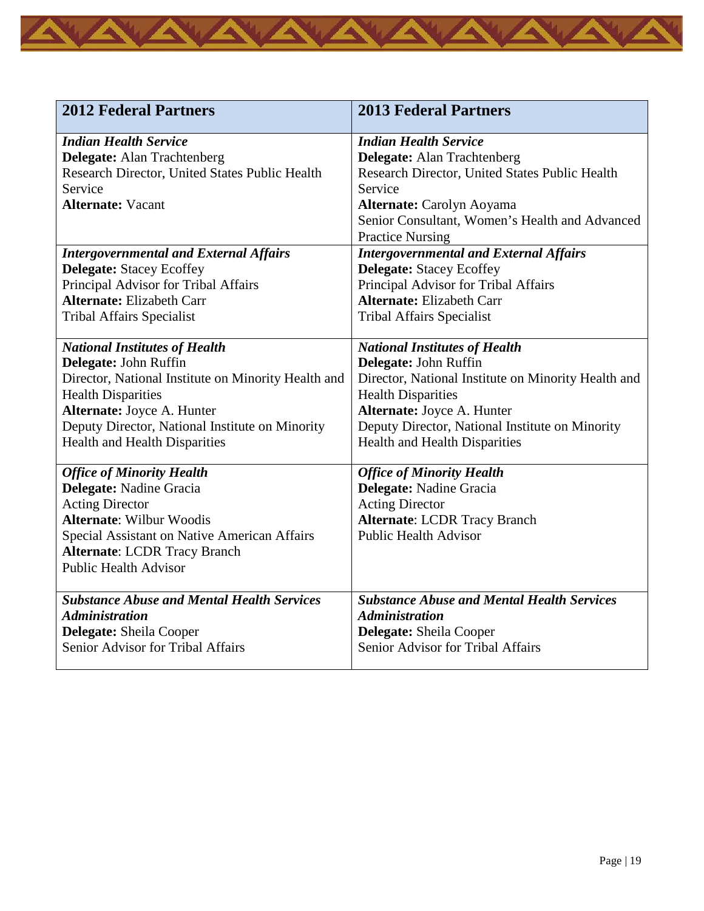| 2012 Federal Partners | 2013 Federal Partners |
|---|---|
| ***Indian Health Service***<br>**Delegate:** Alan Trachtenberg<br>Research Director, United States Public Health Service<br>**Alternate:** Vacant | ***Indian Health Service***<br>**Delegate:** Alan Trachtenberg<br>Research Director, United States Public Health Service<br>**Alternate:** Carolyn Aoyama<br>Senior Consultant, Women's Health and Advanced Practice Nursing |
| ***Intergovernmental and External Affairs***<br>**Delegate:** Stacey Ecoffey<br>Principal Advisor for Tribal Affairs<br>**Alternate:** Elizabeth Carr<br>Tribal Affairs Specialist | ***Intergovernmental and External Affairs***<br>**Delegate:** Stacey Ecoffey<br>Principal Advisor for Tribal Affairs<br>**Alternate:** Elizabeth Carr<br>Tribal Affairs Specialist |
| ***National Institutes of Health***<br>**Delegate:** John Ruffin<br>Director, National Institute on Minority Health and Health Disparities<br>**Alternate:** Joyce A. Hunter<br>Deputy Director, National Institute on Minority Health and Health Disparities | ***National Institutes of Health***<br>**Delegate:** John Ruffin<br>Director, National Institute on Minority Health and Health Disparities<br>**Alternate:** Joyce A. Hunter<br>Deputy Director, National Institute on Minority Health and Health Disparities |
| ***Office of Minority Health***<br>**Delegate:** Nadine Gracia<br>Acting Director<br>**Alternate**: Wilbur Woodis<br>Special Assistant on Native American Affairs<br>**Alternate**: LCDR Tracy Branch<br>Public Health Advisor | ***Office of Minority Health***<br>**Delegate:** Nadine Gracia<br>Acting Director<br>**Alternate**: LCDR Tracy Branch<br>Public Health Advisor |
| ***Substance Abuse and Mental Health Services Administration***<br>**Delegate:** Sheila Cooper<br>Senior Advisor for Tribal Affairs | ***Substance Abuse and Mental Health Services Administration***<br>**Delegate:** Sheila Cooper<br>Senior Advisor for Tribal Affairs |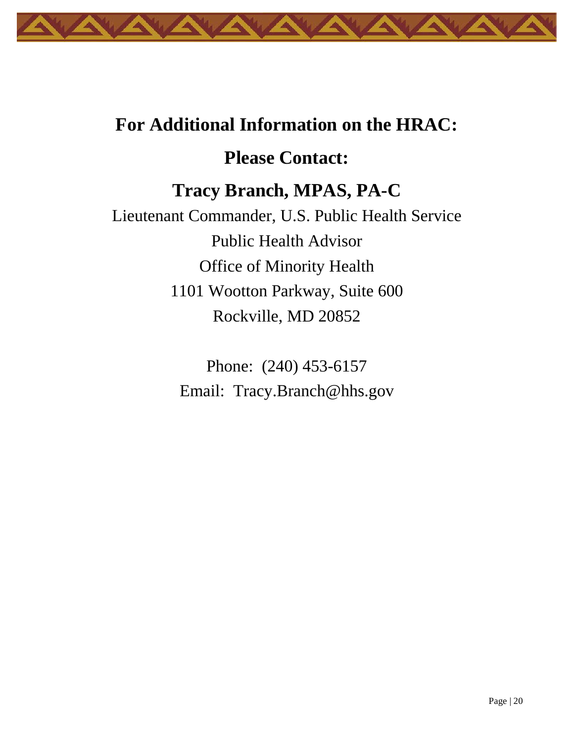# For Additional Information on the HRAC:

## Please Contact:

## Tracy Branch, MPAS, PA-C

Lieutenant Commander, U.S. Public Health Service

Public Health Advisor

Office of Minority Health

1101 Wootton Parkway, Suite 600

Rockville, MD 20852

Phone: (240) 453-6157

Email: Tracy.Branch@hhs.gov